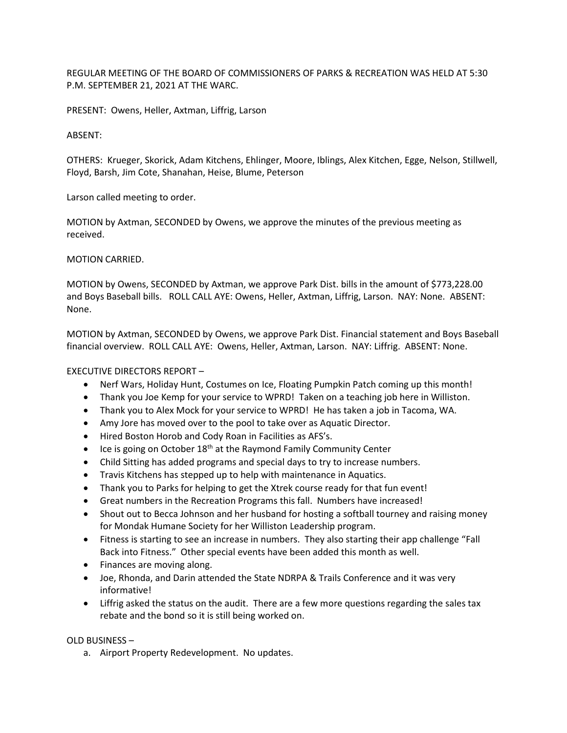REGULAR MEETING OF THE BOARD OF COMMISSIONERS OF PARKS & RECREATION WAS HELD AT 5:30 P.M. SEPTEMBER 21, 2021 AT THE WARC.

PRESENT: Owens, Heller, Axtman, Liffrig, Larson

ABSENT:

OTHERS: Krueger, Skorick, Adam Kitchens, Ehlinger, Moore, Iblings, Alex Kitchen, Egge, Nelson, Stillwell, Floyd, Barsh, Jim Cote, Shanahan, Heise, Blume, Peterson

Larson called meeting to order.

MOTION by Axtman, SECONDED by Owens, we approve the minutes of the previous meeting as received.

MOTION CARRIED.

MOTION by Owens, SECONDED by Axtman, we approve Park Dist. bills in the amount of $773,228.00 and Boys Baseball bills. ROLL CALL AYE: Owens, Heller, Axtman, Liffrig, Larson. NAY: None. ABSENT: None.

MOTION by Axtman, SECONDED by Owens, we approve Park Dist. Financial statement and Boys Baseball financial overview. ROLL CALL AYE: Owens, Heller, Axtman, Larson. NAY: Liffrig. ABSENT: None.

EXECUTIVE DIRECTORS REPORT –

- Nerf Wars, Holiday Hunt, Costumes on Ice, Floating Pumpkin Patch coming up this month!
- Thank you Joe Kemp for your service to WPRD! Taken on a teaching job here in Williston.
- Thank you to Alex Mock for your service to WPRD! He has taken a job in Tacoma, WA.
- Amy Jore has moved over to the pool to take over as Aquatic Director.
- Hired Boston Horob and Cody Roan in Facilities as AFS's.
- Ice is going on October 18th at the Raymond Family Community Center
- Child Sitting has added programs and special days to try to increase numbers.
- Travis Kitchens has stepped up to help with maintenance in Aquatics.
- Thank you to Parks for helping to get the Xtrek course ready for that fun event!
- Great numbers in the Recreation Programs this fall. Numbers have increased!
- Shout out to Becca Johnson and her husband for hosting a softball tourney and raising money for Mondak Humane Society for her Williston Leadership program.
- Fitness is starting to see an increase in numbers. They also starting their app challenge "Fall Back into Fitness." Other special events have been added this month as well.
- Finances are moving along.
- Joe, Rhonda, and Darin attended the State NDRPA & Trails Conference and it was very informative!
- Liffrig asked the status on the audit. There are a few more questions regarding the sales tax rebate and the bond so it is still being worked on.

OLD BUSINESS –

a. Airport Property Redevelopment. No updates.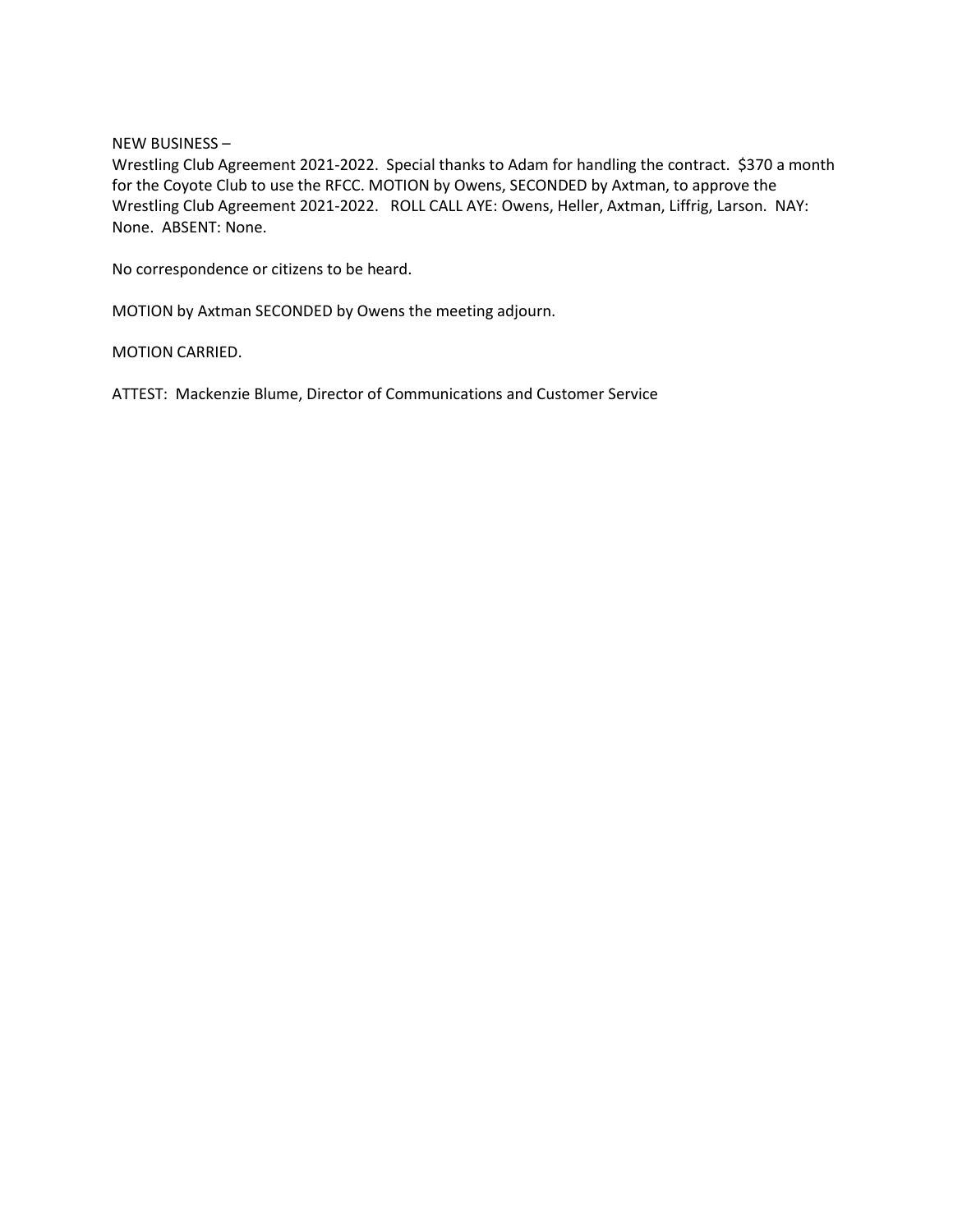NEW BUSINESS –

Wrestling Club Agreement 2021-2022. Special thanks to Adam for handling the contract. $370 a month for the Coyote Club to use the RFCC. MOTION by Owens, SECONDED by Axtman, to approve the Wrestling Club Agreement 2021-2022. ROLL CALL AYE: Owens, Heller, Axtman, Liffrig, Larson. NAY: None. ABSENT: None.

No correspondence or citizens to be heard.

MOTION by Axtman SECONDED by Owens the meeting adjourn.

MOTION CARRIED.

ATTEST: Mackenzie Blume, Director of Communications and Customer Service